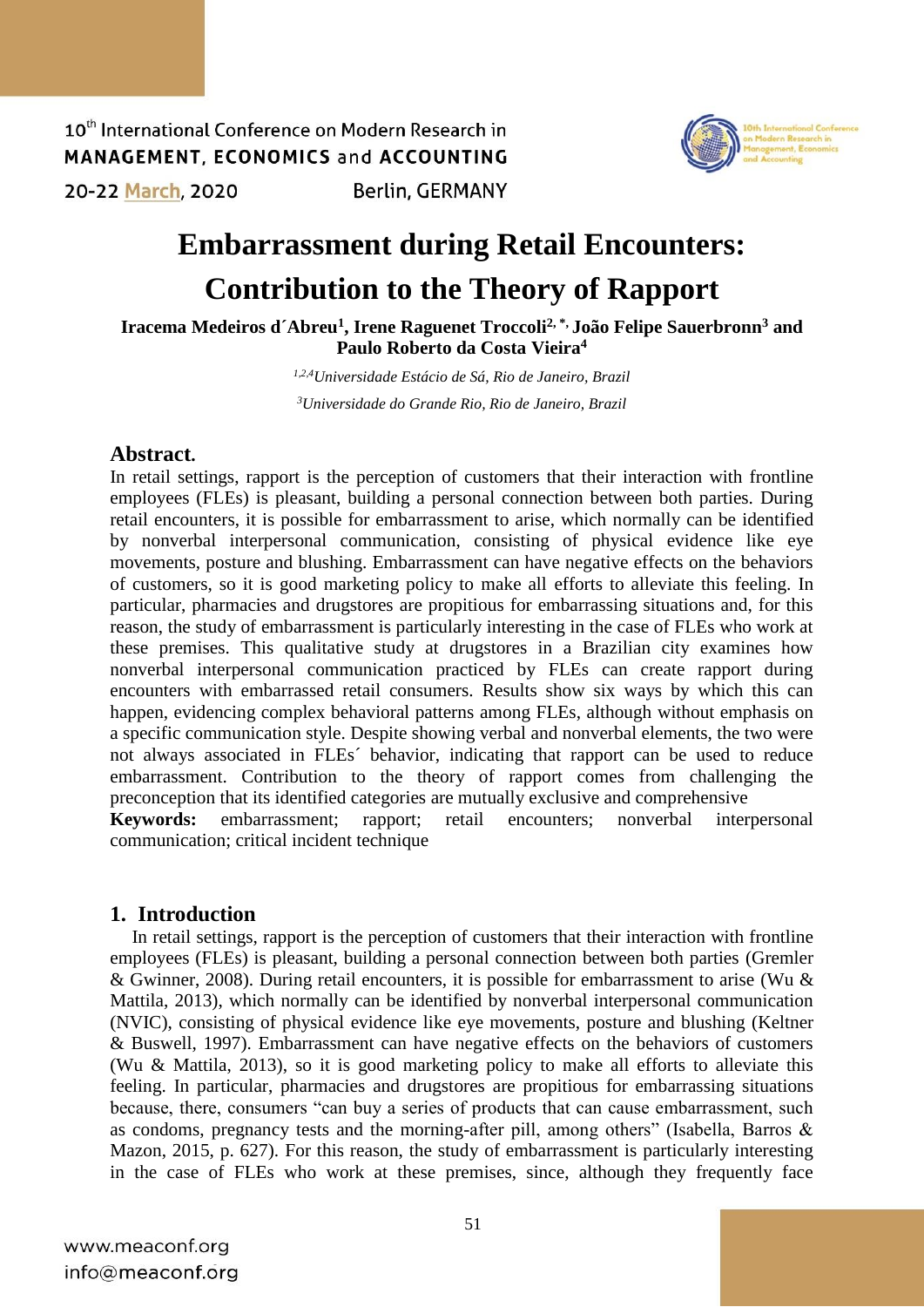# Embarrassment during Retail Encounters: Contribution to the Theory of Rapport

**Iracema Medeiros d´Abreu[1], Irene Raguenet Troccoli[2,*], João Felipe Sauerbronn[3] and Paulo Roberto da Costa Vieira[4]**

*[1,2,4]Universidade Estácio de Sá, Rio de Janeiro, Brazil*

*[3]Universidade do Grande Rio, Rio de Janeiro, Brazil*

## Abstract.

In retail settings, rapport is the perception of customers that their interaction with frontline employees (FLEs) is pleasant, building a personal connection between both parties. During retail encounters, it is possible for embarrassment to arise, which normally can be identified by nonverbal interpersonal communication, consisting of physical evidence like eye movements, posture and blushing. Embarrassment can have negative effects on the behaviors of customers, so it is good marketing policy to make all efforts to alleviate this feeling. In particular, pharmacies and drugstores are propitious for embarrassing situations and, for this reason, the study of embarrassment is particularly interesting in the case of FLEs who work at these premises. This qualitative study at drugstores in a Brazilian city examines how nonverbal interpersonal communication practiced by FLEs can create rapport during encounters with embarrassed retail consumers. Results show six ways by which this can happen, evidencing complex behavioral patterns among FLEs, although without emphasis on a specific communication style. Despite showing verbal and nonverbal elements, the two were not always associated in FLEs´ behavior, indicating that rapport can be used to reduce embarrassment. Contribution to the theory of rapport comes from challenging the preconception that its identified categories are mutually exclusive and comprehensive

**Keywords:** embarrassment; rapport; retail encounters; nonverbal interpersonal communication; critical incident technique

## 1. Introduction

In retail settings, rapport is the perception of customers that their interaction with frontline employees (FLEs) is pleasant, building a personal connection between both parties (Gremler & Gwinner, 2008). During retail encounters, it is possible for embarrassment to arise (Wu & Mattila, 2013), which normally can be identified by nonverbal interpersonal communication (NVIC), consisting of physical evidence like eye movements, posture and blushing (Keltner & Buswell, 1997). Embarrassment can have negative effects on the behaviors of customers (Wu & Mattila, 2013), so it is good marketing policy to make all efforts to alleviate this feeling. In particular, pharmacies and drugstores are propitious for embarrassing situations because, there, consumers "can buy a series of products that can cause embarrassment, such as condoms, pregnancy tests and the morning-after pill, among others" (Isabella, Barros & Mazon, 2015, p. 627). For this reason, the study of embarrassment is particularly interesting in the case of FLEs who work at these premises, since, although they frequently face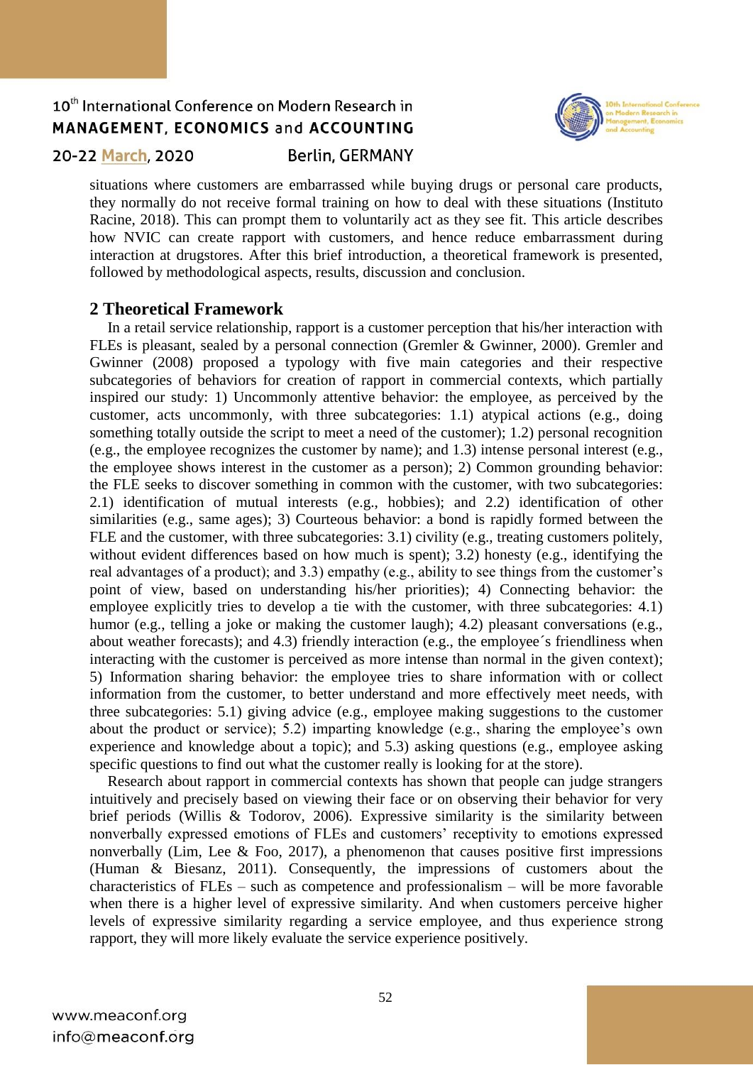situations where customers are embarrassed while buying drugs or personal care products, they normally do not receive formal training on how to deal with these situations (Instituto Racine, 2018). This can prompt them to voluntarily act as they see fit. This article describes how NVIC can create rapport with customers, and hence reduce embarrassment during interaction at drugstores. After this brief introduction, a theoretical framework is presented, followed by methodological aspects, results, discussion and conclusion.

## 2 Theoretical Framework

In a retail service relationship, rapport is a customer perception that his/her interaction with FLEs is pleasant, sealed by a personal connection (Gremler & Gwinner, 2000). Gremler and Gwinner (2008) proposed a typology with five main categories and their respective subcategories of behaviors for creation of rapport in commercial contexts, which partially inspired our study: 1) Uncommonly attentive behavior: the employee, as perceived by the customer, acts uncommonly, with three subcategories: 1.1) atypical actions (e.g., doing something totally outside the script to meet a need of the customer); 1.2) personal recognition (e.g., the employee recognizes the customer by name); and 1.3) intense personal interest (e.g., the employee shows interest in the customer as a person); 2) Common grounding behavior: the FLE seeks to discover something in common with the customer, with two subcategories: 2.1) identification of mutual interests (e.g., hobbies); and 2.2) identification of other similarities (e.g., same ages); 3) Courteous behavior: a bond is rapidly formed between the FLE and the customer, with three subcategories: 3.1) civility (e.g., treating customers politely, without evident differences based on how much is spent); 3.2) honesty (e.g., identifying the real advantages of a product); and 3.3) empathy (e.g., ability to see things from the customer's point of view, based on understanding his/her priorities); 4) Connecting behavior: the employee explicitly tries to develop a tie with the customer, with three subcategories: 4.1) humor (e.g., telling a joke or making the customer laugh); 4.2) pleasant conversations (e.g., about weather forecasts); and 4.3) friendly interaction (e.g., the employee´s friendliness when interacting with the customer is perceived as more intense than normal in the given context); 5) Information sharing behavior: the employee tries to share information with or collect information from the customer, to better understand and more effectively meet needs, with three subcategories: 5.1) giving advice (e.g., employee making suggestions to the customer about the product or service); 5.2) imparting knowledge (e.g., sharing the employee's own experience and knowledge about a topic); and 5.3) asking questions (e.g., employee asking specific questions to find out what the customer really is looking for at the store).

Research about rapport in commercial contexts has shown that people can judge strangers intuitively and precisely based on viewing their face or on observing their behavior for very brief periods (Willis & Todorov, 2006). Expressive similarity is the similarity between nonverbally expressed emotions of FLEs and customers' receptivity to emotions expressed nonverbally (Lim, Lee & Foo, 2017), a phenomenon that causes positive first impressions (Human & Biesanz, 2011). Consequently, the impressions of customers about the characteristics of FLEs – such as competence and professionalism – will be more favorable when there is a higher level of expressive similarity. And when customers perceive higher levels of expressive similarity regarding a service employee, and thus experience strong rapport, they will more likely evaluate the service experience positively.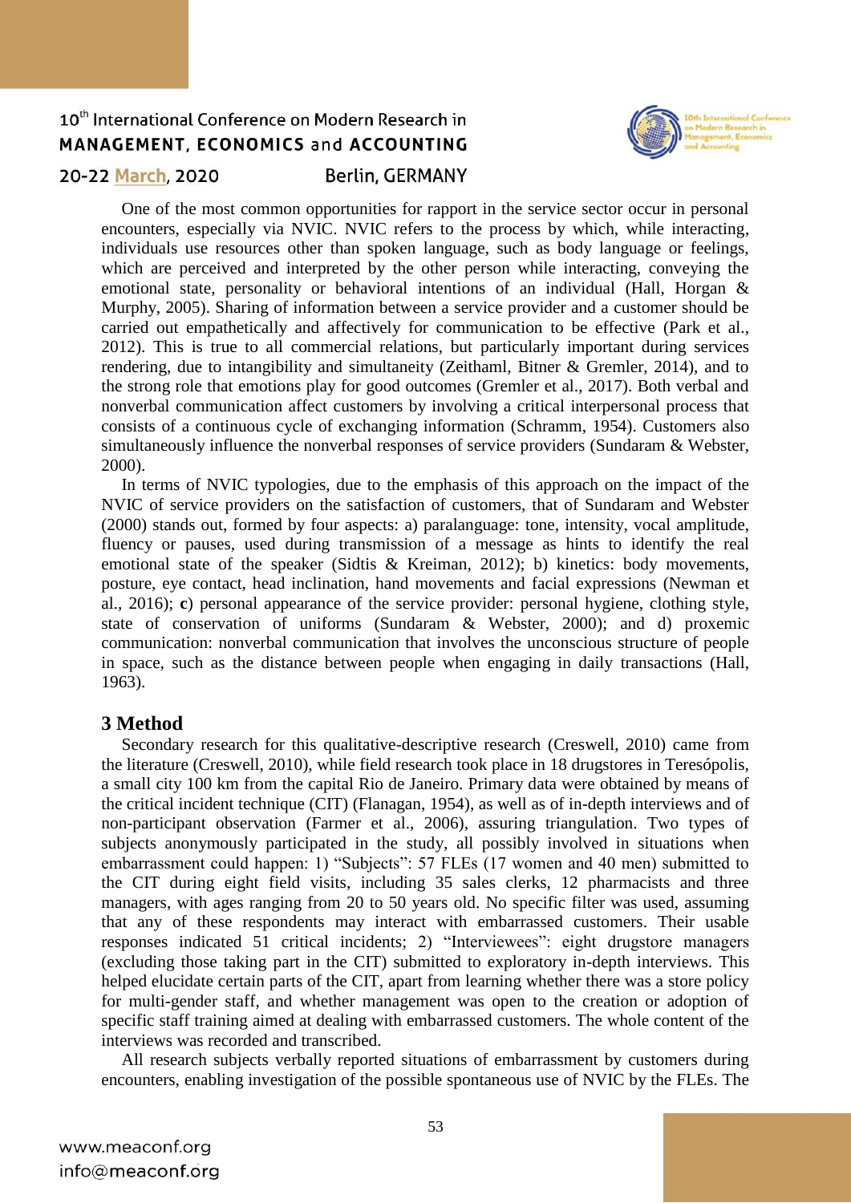One of the most common opportunities for rapport in the service sector occur in personal encounters, especially via NVIC. NVIC refers to the process by which, while interacting, individuals use resources other than spoken language, such as body language or feelings, which are perceived and interpreted by the other person while interacting, conveying the emotional state, personality or behavioral intentions of an individual (Hall, Horgan & Murphy, 2005). Sharing of information between a service provider and a customer should be carried out empathetically and affectively for communication to be effective (Park et al., 2012). This is true to all commercial relations, but particularly important during services rendering, due to intangibility and simultaneity (Zeithaml, Bitner & Gremler, 2014), and to the strong role that emotions play for good outcomes (Gremler et al., 2017). Both verbal and nonverbal communication affect customers by involving a critical interpersonal process that consists of a continuous cycle of exchanging information (Schramm, 1954). Customers also simultaneously influence the nonverbal responses of service providers (Sundaram & Webster, 2000).

In terms of NVIC typologies, due to the emphasis of this approach on the impact of the NVIC of service providers on the satisfaction of customers, that of Sundaram and Webster (2000) stands out, formed by four aspects: a) paralanguage: tone, intensity, vocal amplitude, fluency or pauses, used during transmission of a message as hints to identify the real emotional state of the speaker (Sidtis & Kreiman, 2012); b) kinetics: body movements, posture, eye contact, head inclination, hand movements and facial expressions (Newman et al., 2016); **c**) personal appearance of the service provider: personal hygiene, clothing style, state of conservation of uniforms (Sundaram & Webster, 2000); and d) proxemic communication: nonverbal communication that involves the unconscious structure of people in space, such as the distance between people when engaging in daily transactions (Hall, 1963).

## 3 Method

Secondary research for this qualitative-descriptive research (Creswell, 2010) came from the literature (Creswell, 2010), while field research took place in 18 drugstores in Teresópolis, a small city 100 km from the capital Rio de Janeiro. Primary data were obtained by means of the critical incident technique (CIT) (Flanagan, 1954), as well as of in-depth interviews and of non-participant observation (Farmer et al., 2006), assuring triangulation. Two types of subjects anonymously participated in the study, all possibly involved in situations when embarrassment could happen: 1) "Subjects": 57 FLEs (17 women and 40 men) submitted to the CIT during eight field visits, including 35 sales clerks, 12 pharmacists and three managers, with ages ranging from 20 to 50 years old. No specific filter was used, assuming that any of these respondents may interact with embarrassed customers. Their usable responses indicated 51 critical incidents; 2) "Interviewees": eight drugstore managers (excluding those taking part in the CIT) submitted to exploratory in-depth interviews. This helped elucidate certain parts of the CIT, apart from learning whether there was a store policy for multi-gender staff, and whether management was open to the creation or adoption of specific staff training aimed at dealing with embarrassed customers. The whole content of the interviews was recorded and transcribed.

All research subjects verbally reported situations of embarrassment by customers during encounters, enabling investigation of the possible spontaneous use of NVIC by the FLEs. The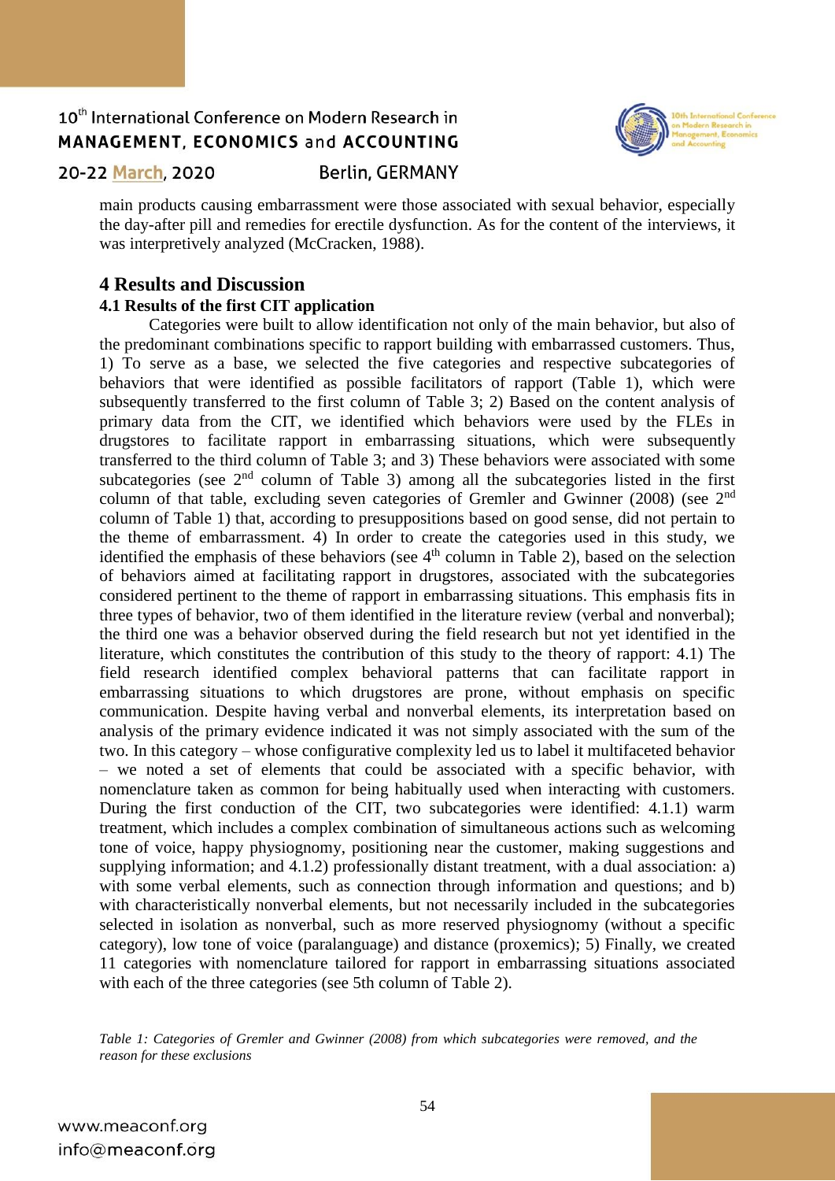main products causing embarrassment were those associated with sexual behavior, especially the day-after pill and remedies for erectile dysfunction. As for the content of the interviews, it was interpretively analyzed (McCracken, 1988).

## 4 Results and Discussion

### 4.1 Results of the first CIT application

Categories were built to allow identification not only of the main behavior, but also of the predominant combinations specific to rapport building with embarrassed customers. Thus, 1) To serve as a base, we selected the five categories and respective subcategories of behaviors that were identified as possible facilitators of rapport (Table 1), which were subsequently transferred to the first column of Table 3; 2) Based on the content analysis of primary data from the CIT, we identified which behaviors were used by the FLEs in drugstores to facilitate rapport in embarrassing situations, which were subsequently transferred to the third column of Table 3; and 3) These behaviors were associated with some subcategories (see 2nd column of Table 3) among all the subcategories listed in the first column of that table, excluding seven categories of Gremler and Gwinner (2008) (see 2nd column of Table 1) that, according to presuppositions based on good sense, did not pertain to the theme of embarrassment. 4) In order to create the categories used in this study, we identified the emphasis of these behaviors (see 4th column in Table 2), based on the selection of behaviors aimed at facilitating rapport in drugstores, associated with the subcategories considered pertinent to the theme of rapport in embarrassing situations. This emphasis fits in three types of behavior, two of them identified in the literature review (verbal and nonverbal); the third one was a behavior observed during the field research but not yet identified in the literature, which constitutes the contribution of this study to the theory of rapport: 4.1) The field research identified complex behavioral patterns that can facilitate rapport in embarrassing situations to which drugstores are prone, without emphasis on specific communication. Despite having verbal and nonverbal elements, its interpretation based on analysis of the primary evidence indicated it was not simply associated with the sum of the two. In this category – whose configurative complexity led us to label it multifaceted behavior – we noted a set of elements that could be associated with a specific behavior, with nomenclature taken as common for being habitually used when interacting with customers. During the first conduction of the CIT, two subcategories were identified: 4.1.1) warm treatment, which includes a complex combination of simultaneous actions such as welcoming tone of voice, happy physiognomy, positioning near the customer, making suggestions and supplying information; and 4.1.2) professionally distant treatment, with a dual association: a) with some verbal elements, such as connection through information and questions; and b) with characteristically nonverbal elements, but not necessarily included in the subcategories selected in isolation as nonverbal, such as more reserved physiognomy (without a specific category), low tone of voice (paralanguage) and distance (proxemics); 5) Finally, we created 11 categories with nomenclature tailored for rapport in embarrassing situations associated with each of the three categories (see 5th column of Table 2).

*Table 1: Categories of Gremler and Gwinner (2008) from which subcategories were removed, and the reason for these exclusions*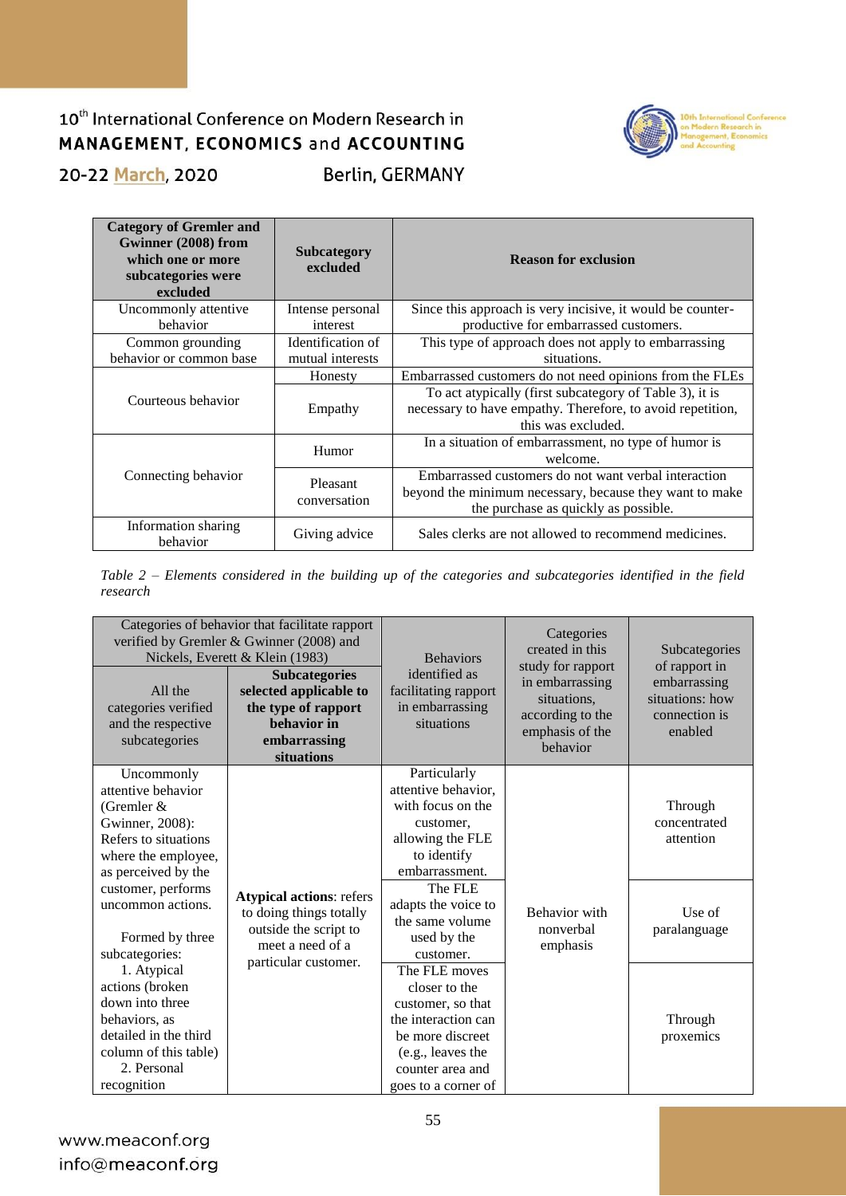| Category of Gremler and Gwinner (2008) from which one or more subcategories were excluded | Subcategory excluded | Reason for exclusion |
|---|---|---|
| Uncommonly attentive behavior | Intense personal interest | Since this approach is very incisive, it would be counter-productive for embarrassed customers. |
| Common grounding behavior or common base | Identification of mutual interests | This type of approach does not apply to embarrassing situations. |
| Courteous behavior | Honesty | Embarrassed customers do not need opinions from the FLEs |
| | Empathy | To act atypically (first subcategory of Table 3), it is necessary to have empathy. Therefore, to avoid repetition, this was excluded. |
| Connecting behavior | Humor | In a situation of embarrassment, no type of humor is welcome. |
| | Pleasant conversation | Embarrassed customers do not want verbal interaction beyond the minimum necessary, because they want to make the purchase as quickly as possible. |
| Information sharing behavior | Giving advice | Sales clerks are not allowed to recommend medicines. |

*Table 2 – Elements considered in the building up of the categories and subcategories identified in the field research*

| Categories of behavior that facilitate rapport verified by Gremler & Gwinner (2008) and Nickels, Everett & Klein (1983) | | Behaviors identified as facilitating rapport in embarrassing situations | Categories created in this study for rapport in embarrassing situations, according to the emphasis of the behavior | Subcategories of rapport in embarrassing situations: how connection is enabled |
|---|---|---|---|---|
| All the categories verified and the respective subcategories | **Subcategories selected applicable to the type of rapport behavior in embarrassing situations** | | | |
| Uncommonly attentive behavior (Gremler & Gwinner, 2008): Refers to situations where the employee, as perceived by the customer, performs uncommon actions. Formed by three subcategories: 1. Atypical actions (broken down into three behaviors, as detailed in the third column of this table) 2. Personal recognition | **Atypical actions**: refers to doing things totally outside the script to meet a need of a particular customer. | Particularly attentive behavior, with focus on the customer, allowing the FLE to identify embarrassment. | Behavior with nonverbal emphasis | Through concentrated attention |
| | | The FLE adapts the voice to the same volume used by the customer. | | Use of paralanguage |
| | | The FLE moves closer to the customer, so that the interaction can be more discreet (e.g., leaves the counter area and goes to a corner of | | Through proxemics |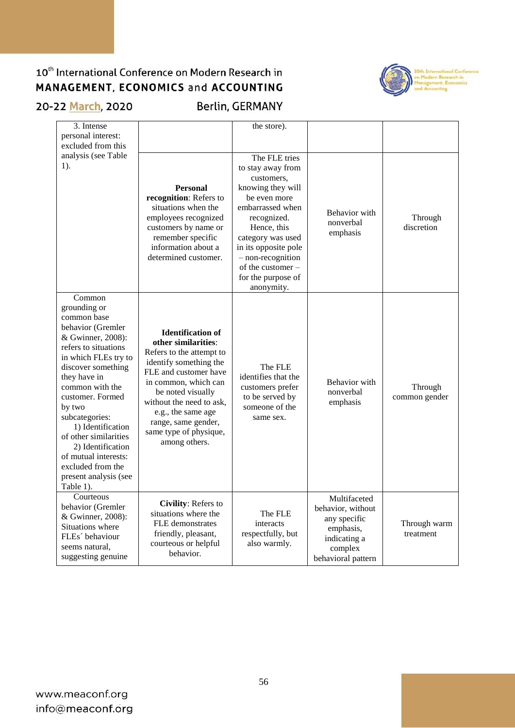|  |  |  |  |  |
|---|---|---|---|---|
| 3. Intense personal interest: excluded from this analysis (see Table 1). |  | the store). |  |  |
|  | **Personal recognition**: Refers to situations when the employees recognized customers by name or remember specific information about a determined customer. | The FLE tries to stay away from customers, knowing they will be even more embarrassed when recognized. Hence, this category was used in its opposite pole – non-recognition of the customer – for the purpose of anonymity. | Behavior with nonverbal emphasis | Through discretion |
| Common grounding or common base behavior (Gremler & Gwinner, 2008): refers to situations in which FLEs try to discover something they have in common with the customer. Formed by two subcategories: 1) Identification of other similarities 2) Identification of mutual interests: excluded from the present analysis (see Table 1). | **Identification of other similarities**: Refers to the attempt to identify something the FLE and customer have in common, which can be noted visually without the need to ask, e.g., the same age range, same gender, same type of physique, among others. | The FLE identifies that the customers prefer to be served by someone of the same sex. | Behavior with nonverbal emphasis | Through common gender |
| Courteous behavior (Gremler & Gwinner, 2008): Situations where FLEs´ behaviour seems natural, suggesting genuine | **Civility**: Refers to situations where the FLE demonstrates friendly, pleasant, courteous or helpful behavior. | The FLE interacts respectfully, but also warmly. | Multifaceted behavior, without any specific emphasis, indicating a complex behavioral pattern | Through warm treatment |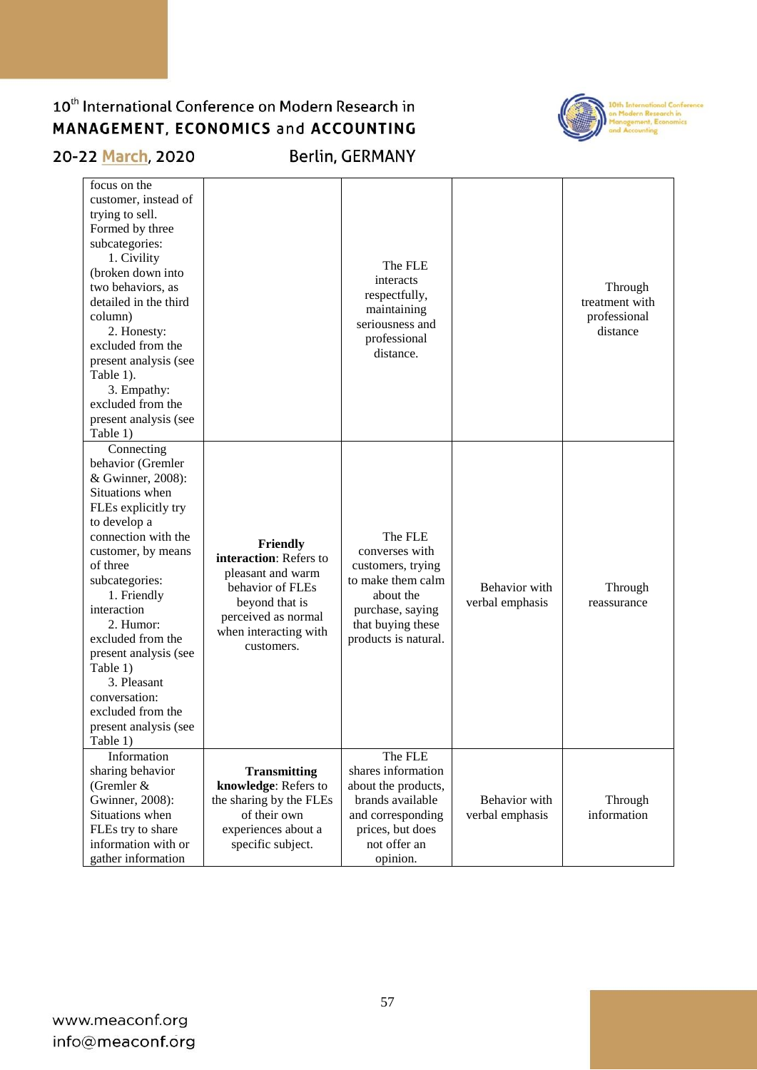| | | | | |
|---|---|---|---|---|
| focus on the customer, instead of trying to sell. Formed by three subcategories: 1. Civility (broken down into two behaviors, as detailed in the third column) 2. Honesty: excluded from the present analysis (see Table 1). 3. Empathy: excluded from the present analysis (see Table 1) | | The FLE interacts respectfully, maintaining seriousness and professional distance. | | Through treatment with professional distance |
| Connecting behavior (Gremler & Gwinner, 2008): Situations when FLEs explicitly try to develop a connection with the customer, by means of three subcategories: 1. Friendly interaction 2. Humor: excluded from the present analysis (see Table 1) 3. Pleasant conversation: excluded from the present analysis (see Table 1) | **Friendly interaction**: Refers to pleasant and warm behavior of FLEs beyond that is perceived as normal when interacting with customers. | The FLE converses with customers, trying to make them calm about the purchase, saying that buying these products is natural. | Behavior with verbal emphasis | Through reassurance |
| Information sharing behavior (Gremler & Gwinner, 2008): Situations when FLEs try to share information with or gather information | **Transmitting knowledge**: Refers to the sharing by the FLEs of their own experiences about a specific subject. | The FLE shares information about the products, brands available and corresponding prices, but does not offer an opinion. | Behavior with verbal emphasis | Through information |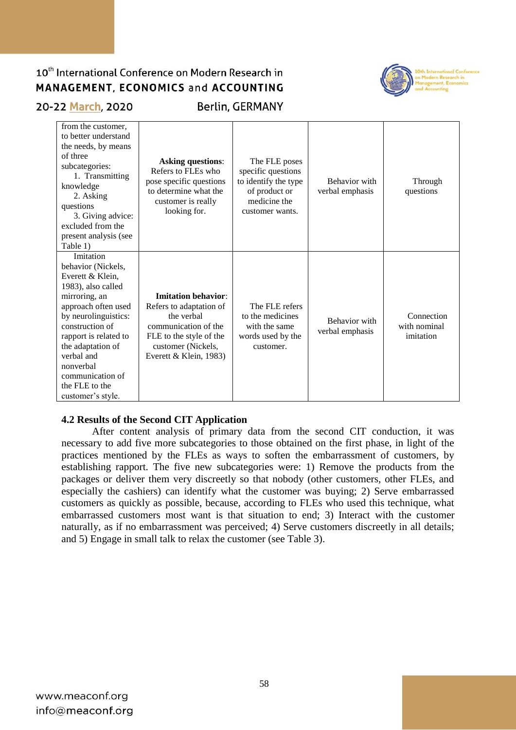| | | | | |
|---|---|---|---|---|
| from the customer, to better understand the needs, by means of three subcategories: 1. Transmitting knowledge 2. Asking questions 3. Giving advice: excluded from the present analysis (see Table 1) | **Asking questions**: Refers to FLEs who pose specific questions to determine what the customer is really looking for. | The FLE poses specific questions to identify the type of product or medicine the customer wants. | Behavior with verbal emphasis | Through questions |
| Imitation behavior (Nickels, Everett & Klein, 1983), also called mirroring, an approach often used by neurolinguistics: construction of rapport is related to the adaptation of verbal and nonverbal communication of the FLE to the customer's style. | **Imitation behavior**: Refers to adaptation of the verbal communication of the FLE to the style of the customer (Nickels, Everett & Klein, 1983) | The FLE refers to the medicines with the same words used by the customer. | Behavior with verbal emphasis | Connection with nominal imitation |

### 4.2 Results of the Second CIT Application

After content analysis of primary data from the second CIT conduction, it was necessary to add five more subcategories to those obtained on the first phase, in light of the practices mentioned by the FLEs as ways to soften the embarrassment of customers, by establishing rapport. The five new subcategories were: 1) Remove the products from the packages or deliver them very discreetly so that nobody (other customers, other FLEs, and especially the cashiers) can identify what the customer was buying; 2) Serve embarrassed customers as quickly as possible, because, according to FLEs who used this technique, what embarrassed customers most want is that situation to end; 3) Interact with the customer naturally, as if no embarrassment was perceived; 4) Serve customers discreetly in all details; and 5) Engage in small talk to relax the customer (see Table 3).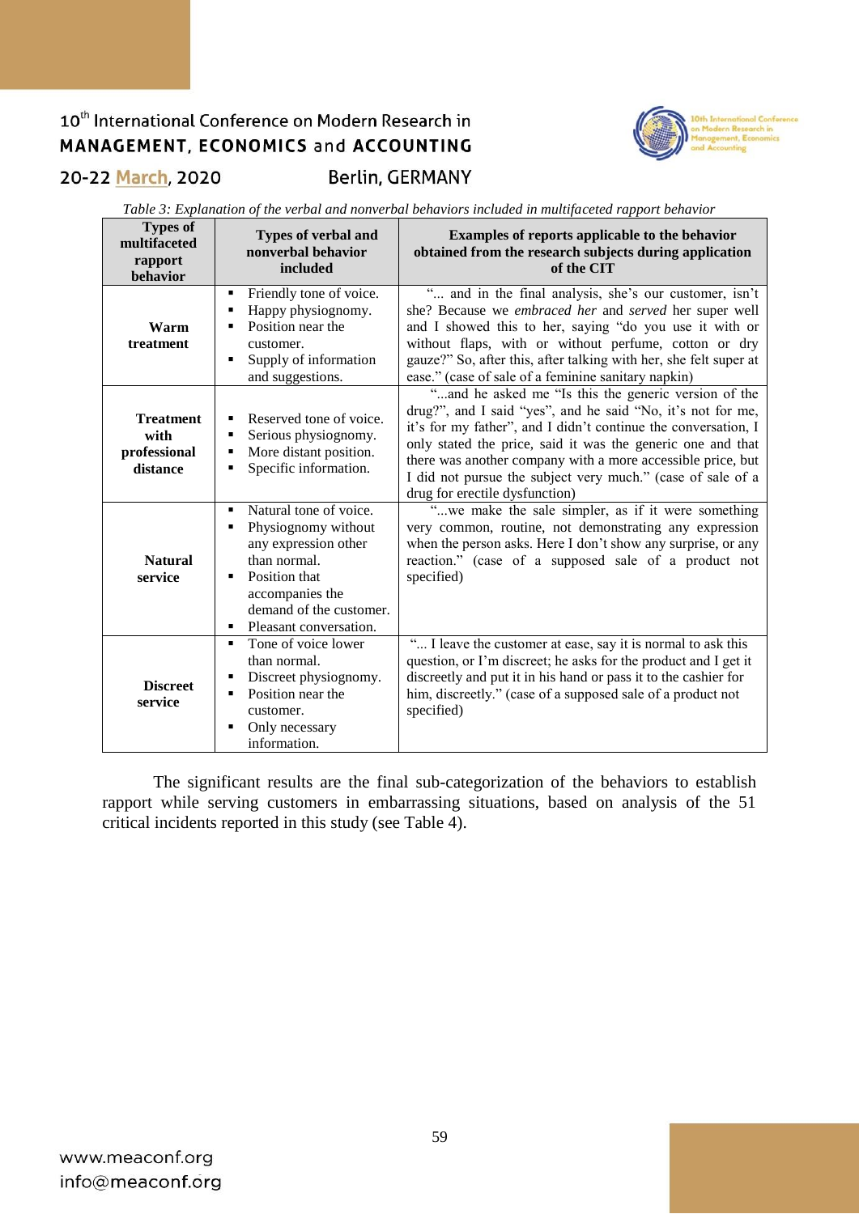*Table 3: Explanation of the verbal and nonverbal behaviors included in multifaceted rapport behavior*

| Types of multifaceted rapport behavior | Types of verbal and nonverbal behavior included | Examples of reports applicable to the behavior obtained from the research subjects during application of the CIT |
|---|---|---|
| **Warm treatment** | ▪ Friendly tone of voice.<br>▪ Happy physiognomy.<br>▪ Position near the customer.<br>▪ Supply of information and suggestions. | "... and in the final analysis, she's our customer, isn't she? Because we *embraced her* and *served* her super well and I showed this to her, saying "do you use it with or without flaps, with or without perfume, cotton or dry gauze?" So, after this, after talking with her, she felt super at ease." (case of sale of a feminine sanitary napkin) |
| **Treatment with professional distance** | ▪ Reserved tone of voice.<br>▪ Serious physiognomy.<br>▪ More distant position.<br>▪ Specific information. | "...and he asked me "Is this the generic version of the drug?", and I said "yes", and he said "No, it's not for me, it's for my father", and I didn't continue the conversation, I only stated the price, said it was the generic one and that there was another company with a more accessible price, but I did not pursue the subject very much." (case of sale of a drug for erectile dysfunction) |
| **Natural service** | ▪ Natural tone of voice.<br>▪ Physiognomy without any expression other than normal.<br>▪ Position that accompanies the demand of the customer.<br>▪ Pleasant conversation. | "...we make the sale simpler, as if it were something very common, routine, not demonstrating any expression when the person asks. Here I don't show any surprise, or any reaction." (case of a supposed sale of a product not specified) |
| **Discreet service** | ▪ Tone of voice lower than normal.<br>▪ Discreet physiognomy.<br>▪ Position near the customer.<br>▪ Only necessary information. | "... I leave the customer at ease, say it is normal to ask this question, or I'm discreet; he asks for the product and I get it discreetly and put it in his hand or pass it to the cashier for him, discreetly." (case of a supposed sale of a product not specified) |

The significant results are the final sub-categorization of the behaviors to establish rapport while serving customers in embarrassing situations, based on analysis of the 51 critical incidents reported in this study (see Table 4).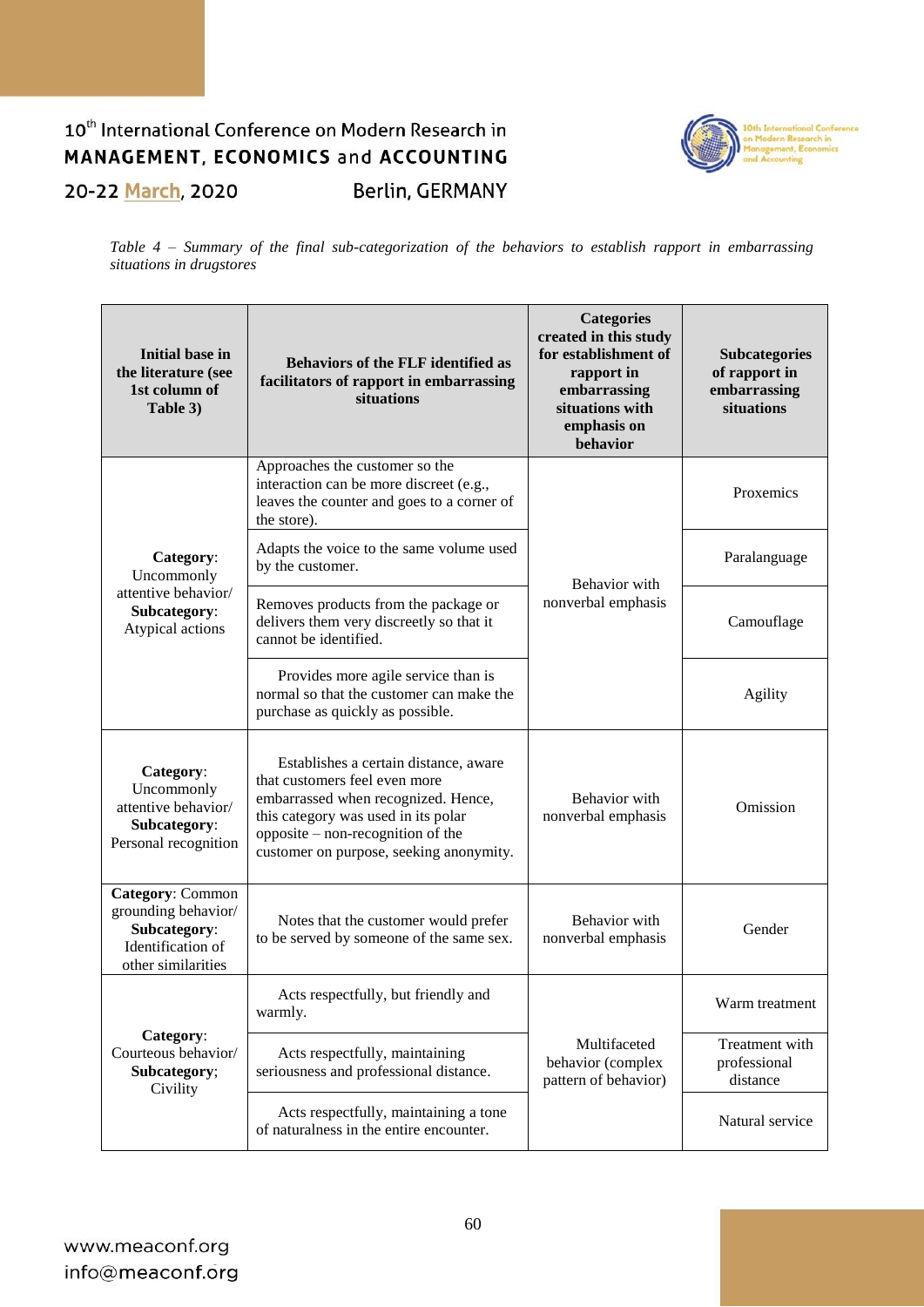*Table 4 – Summary of the final sub-categorization of the behaviors to establish rapport in embarrassing situations in drugstores*

| Initial base in the literature (see 1st column of Table 3) | Behaviors of the FLF identified as facilitators of rapport in embarrassing situations | Categories created in this study for establishment of rapport in embarrassing situations with emphasis on behavior | Subcategories of rapport in embarrassing situations |
|---|---|---|---|
| **Category**: Uncommonly attentive behavior/ **Subcategory**: Atypical actions | Approaches the customer so the interaction can be more discreet (e.g., leaves the counter and goes to a corner of the store). | Behavior with nonverbal emphasis | Proxemics |
| | Adapts the voice to the same volume used by the customer. | | Paralanguage |
| | Removes products from the package or delivers them very discreetly so that it cannot be identified. | | Camouflage |
| | Provides more agile service than is normal so that the customer can make the purchase as quickly as possible. | | Agility |
| **Category**: Uncommonly attentive behavior/ **Subcategory**: Personal recognition | Establishes a certain distance, aware that customers feel even more embarrassed when recognized. Hence, this category was used in its polar opposite – non-recognition of the customer on purpose, seeking anonymity. | Behavior with nonverbal emphasis | Omission |
| **Category**: Common grounding behavior/ **Subcategory**: Identification of other similarities | Notes that the customer would prefer to be served by someone of the same sex. | Behavior with nonverbal emphasis | Gender |
| **Category**: Courteous behavior/ **Subcategory**; Civility | Acts respectfully, but friendly and warmly. | Multifaceted behavior (complex pattern of behavior) | Warm treatment |
| | Acts respectfully, maintaining seriousness and professional distance. | | Treatment with professional distance |
| | Acts respectfully, maintaining a tone of naturalness in the entire encounter. | | Natural service |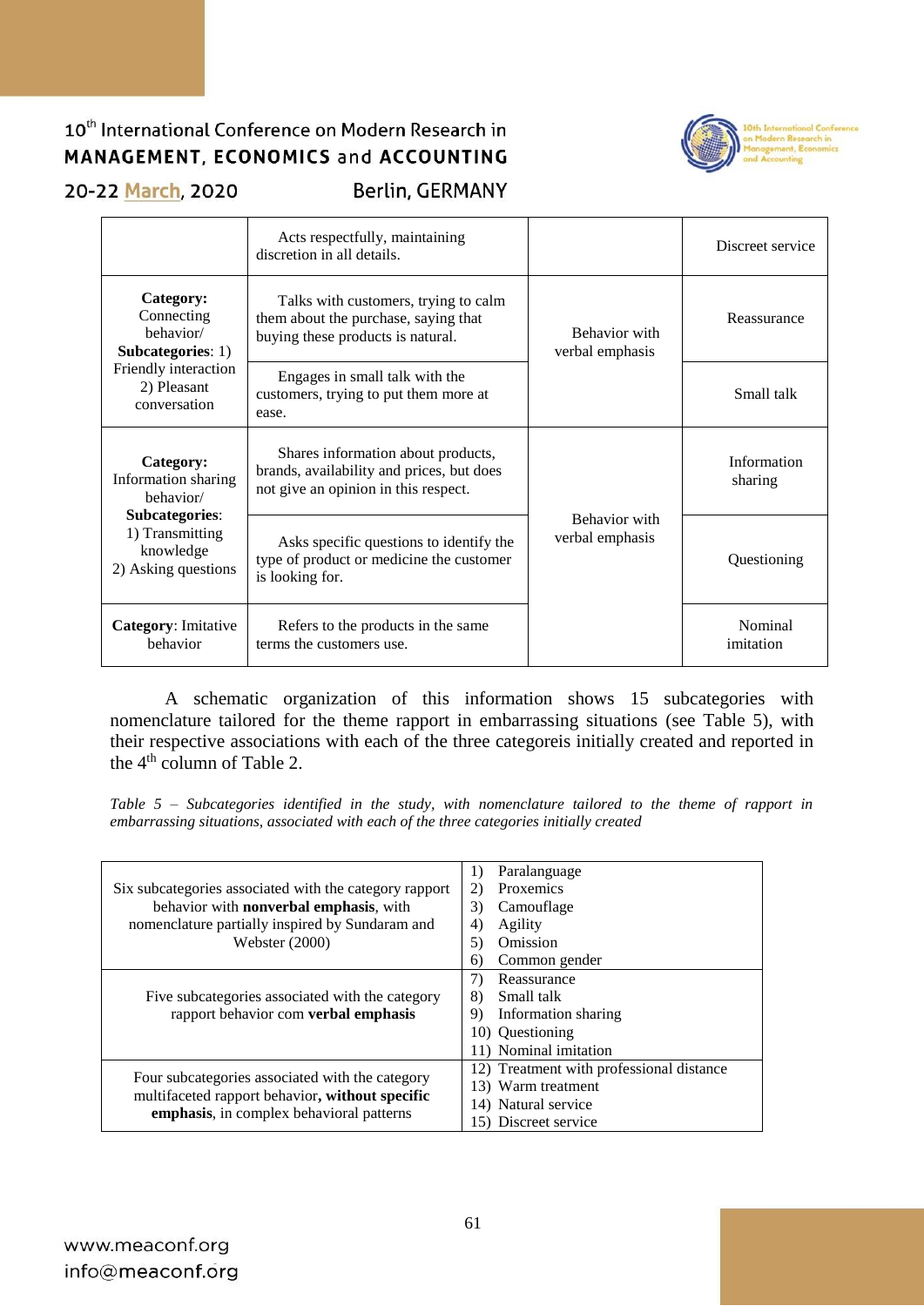| | | | |
|---|---|---|---|
| | Acts respectfully, maintaining discretion in all details. | | Discreet service |
| **Category:** Connecting behavior/ **Subcategories**: 1) Friendly interaction 2) Pleasant conversation | Talks with customers, trying to calm them about the purchase, saying that buying these products is natural. | Behavior with verbal emphasis | Reassurance |
| | Engages in small talk with the customers, trying to put them more at ease. | | Small talk |
| **Category:** Information sharing behavior/ **Subcategories**: 1) Transmitting knowledge 2) Asking questions | Shares information about products, brands, availability and prices, but does not give an opinion in this respect. | Behavior with verbal emphasis | Information sharing |
| | Asks specific questions to identify the type of product or medicine the customer is looking for. | | Questioning |
| **Category**: Imitative behavior | Refers to the products in the same terms the customers use. | | Nominal imitation |

A schematic organization of this information shows 15 subcategories with nomenclature tailored for the theme rapport in embarrassing situations (see Table 5), with their respective associations with each of the three categoreis initially created and reported in the 4th column of Table 2.

*Table 5 – Subcategories identified in the study, with nomenclature tailored to the theme of rapport in embarrassing situations, associated with each of the three categories initially created*

| | |
|---|---|
| Six subcategories associated with the category rapport behavior with **nonverbal emphasis**, with nomenclature partially inspired by Sundaram and Webster (2000) | 1) Paralanguage<br>2) Proxemics<br>3) Camouflage<br>4) Agility<br>5) Omission<br>6) Common gender |
| Five subcategories associated with the category rapport behavior com **verbal emphasis** | 7) Reassurance<br>8) Small talk<br>9) Information sharing<br>10) Questioning<br>11) Nominal imitation |
| Four subcategories associated with the category multifaceted rapport behavior**, without specific emphasis**, in complex behavioral patterns | 12) Treatment with professional distance<br>13) Warm treatment<br>14) Natural service<br>15) Discreet service |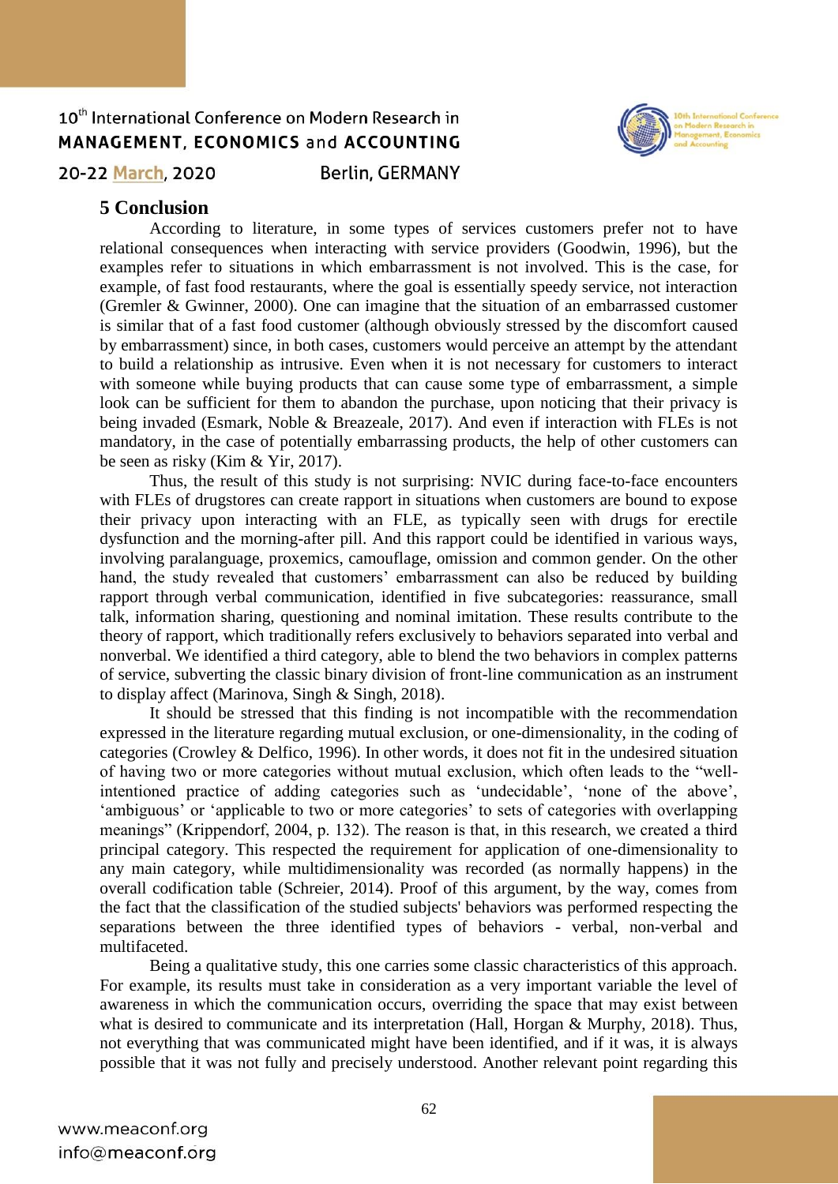## 5 Conclusion

According to literature, in some types of services customers prefer not to have relational consequences when interacting with service providers (Goodwin, 1996), but the examples refer to situations in which embarrassment is not involved. This is the case, for example, of fast food restaurants, where the goal is essentially speedy service, not interaction (Gremler & Gwinner, 2000). One can imagine that the situation of an embarrassed customer is similar that of a fast food customer (although obviously stressed by the discomfort caused by embarrassment) since, in both cases, customers would perceive an attempt by the attendant to build a relationship as intrusive. Even when it is not necessary for customers to interact with someone while buying products that can cause some type of embarrassment, a simple look can be sufficient for them to abandon the purchase, upon noticing that their privacy is being invaded (Esmark, Noble & Breazeale, 2017). And even if interaction with FLEs is not mandatory, in the case of potentially embarrassing products, the help of other customers can be seen as risky (Kim & Yir, 2017).

Thus, the result of this study is not surprising: NVIC during face-to-face encounters with FLEs of drugstores can create rapport in situations when customers are bound to expose their privacy upon interacting with an FLE, as typically seen with drugs for erectile dysfunction and the morning-after pill. And this rapport could be identified in various ways, involving paralanguage, proxemics, camouflage, omission and common gender. On the other hand, the study revealed that customers' embarrassment can also be reduced by building rapport through verbal communication, identified in five subcategories: reassurance, small talk, information sharing, questioning and nominal imitation. These results contribute to the theory of rapport, which traditionally refers exclusively to behaviors separated into verbal and nonverbal. We identified a third category, able to blend the two behaviors in complex patterns of service, subverting the classic binary division of front-line communication as an instrument to display affect (Marinova, Singh & Singh, 2018).

It should be stressed that this finding is not incompatible with the recommendation expressed in the literature regarding mutual exclusion, or one-dimensionality, in the coding of categories (Crowley & Delfico, 1996). In other words, it does not fit in the undesired situation of having two or more categories without mutual exclusion, which often leads to the "well-intentioned practice of adding categories such as 'undecidable', 'none of the above', 'ambiguous' or 'applicable to two or more categories' to sets of categories with overlapping meanings" (Krippendorf, 2004, p. 132). The reason is that, in this research, we created a third principal category. This respected the requirement for application of one-dimensionality to any main category, while multidimensionality was recorded (as normally happens) in the overall codification table (Schreier, 2014). Proof of this argument, by the way, comes from the fact that the classification of the studied subjects' behaviors was performed respecting the separations between the three identified types of behaviors - verbal, non-verbal and multifaceted.

Being a qualitative study, this one carries some classic characteristics of this approach. For example, its results must take in consideration as a very important variable the level of awareness in which the communication occurs, overriding the space that may exist between what is desired to communicate and its interpretation (Hall, Horgan & Murphy, 2018). Thus, not everything that was communicated might have been identified, and if it was, it is always possible that it was not fully and precisely understood. Another relevant point regarding this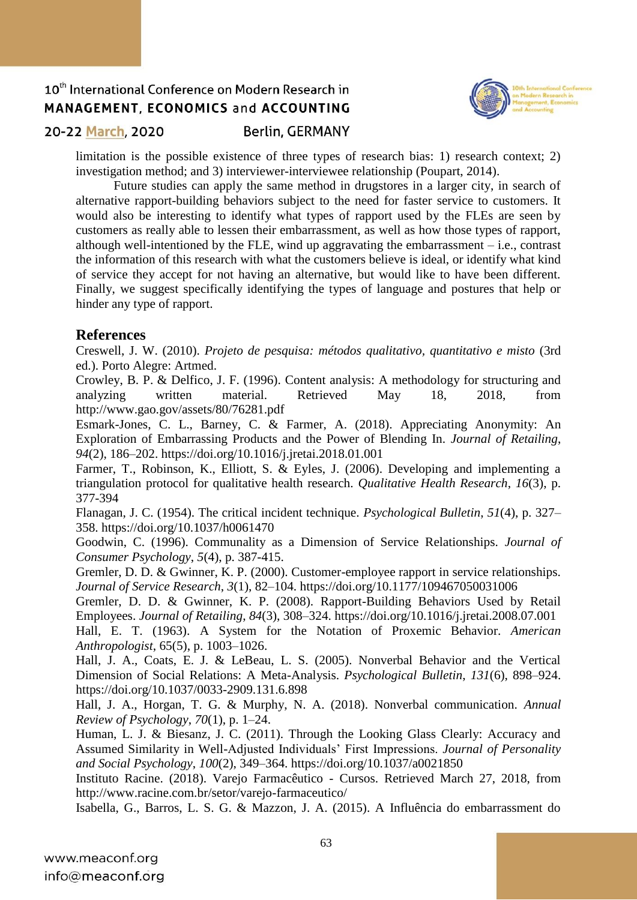limitation is the possible existence of three types of research bias: 1) research context; 2) investigation method; and 3) interviewer-interviewee relationship (Poupart, 2014).

Future studies can apply the same method in drugstores in a larger city, in search of alternative rapport-building behaviors subject to the need for faster service to customers. It would also be interesting to identify what types of rapport used by the FLEs are seen by customers as really able to lessen their embarrassment, as well as how those types of rapport, although well-intentioned by the FLE, wind up aggravating the embarrassment – i.e., contrast the information of this research with what the customers believe is ideal, or identify what kind of service they accept for not having an alternative, but would like to have been different. Finally, we suggest specifically identifying the types of language and postures that help or hinder any type of rapport.

## References

Creswell, J. W. (2010). *Projeto de pesquisa: métodos qualitativo, quantitativo e misto* (3rd ed.). Porto Alegre: Artmed.

Crowley, B. P. & Delfico, J. F. (1996). Content analysis: A methodology for structuring and analyzing written material. Retrieved May 18, 2018, from http://www.gao.gov/assets/80/76281.pdf

Esmark-Jones, C. L., Barney, C. & Farmer, A. (2018). Appreciating Anonymity: An Exploration of Embarrassing Products and the Power of Blending In. *Journal of Retailing*, *94*(2), 186–202. https://doi.org/10.1016/j.jretai.2018.01.001

Farmer, T., Robinson, K., Elliott, S. & Eyles, J. (2006). Developing and implementing a triangulation protocol for qualitative health research. *Qualitative Health Research*, *16*(3), p. 377-394

Flanagan, J. C. (1954). The critical incident technique. *Psychological Bulletin*, *51*(4), p. 327–358. https://doi.org/10.1037/h0061470

Goodwin, C. (1996). Communality as a Dimension of Service Relationships. *Journal of Consumer Psychology*, *5*(4), p. 387-415.

Gremler, D. D. & Gwinner, K. P. (2000). Customer-employee rapport in service relationships. *Journal of Service Research*, *3*(1), 82–104. https://doi.org/10.1177/109467050031006

Gremler, D. D. & Gwinner, K. P. (2008). Rapport-Building Behaviors Used by Retail Employees. *Journal of Retailing*, *84*(3), 308–324. https://doi.org/10.1016/j.jretai.2008.07.001

Hall, E. T. (1963). A System for the Notation of Proxemic Behavior. *American Anthropologist*, 65(5), p. 1003–1026.

Hall, J. A., Coats, E. J. & LeBeau, L. S. (2005). Nonverbal Behavior and the Vertical Dimension of Social Relations: A Meta-Analysis. *Psychological Bulletin*, *131*(6), 898–924. https://doi.org/10.1037/0033-2909.131.6.898

Hall, J. A., Horgan, T. G. & Murphy, N. A. (2018). Nonverbal communication. *Annual Review of Psychology*, *70*(1), p. 1–24.

Human, L. J. & Biesanz, J. C. (2011). Through the Looking Glass Clearly: Accuracy and Assumed Similarity in Well-Adjusted Individuals' First Impressions. *Journal of Personality and Social Psychology*, *100*(2), 349–364. https://doi.org/10.1037/a0021850

Instituto Racine. (2018). Varejo Farmacêutico - Cursos. Retrieved March 27, 2018, from http://www.racine.com.br/setor/varejo-farmaceutico/

Isabella, G., Barros, L. S. G. & Mazzon, J. A. (2015). A Influência do embarrassment do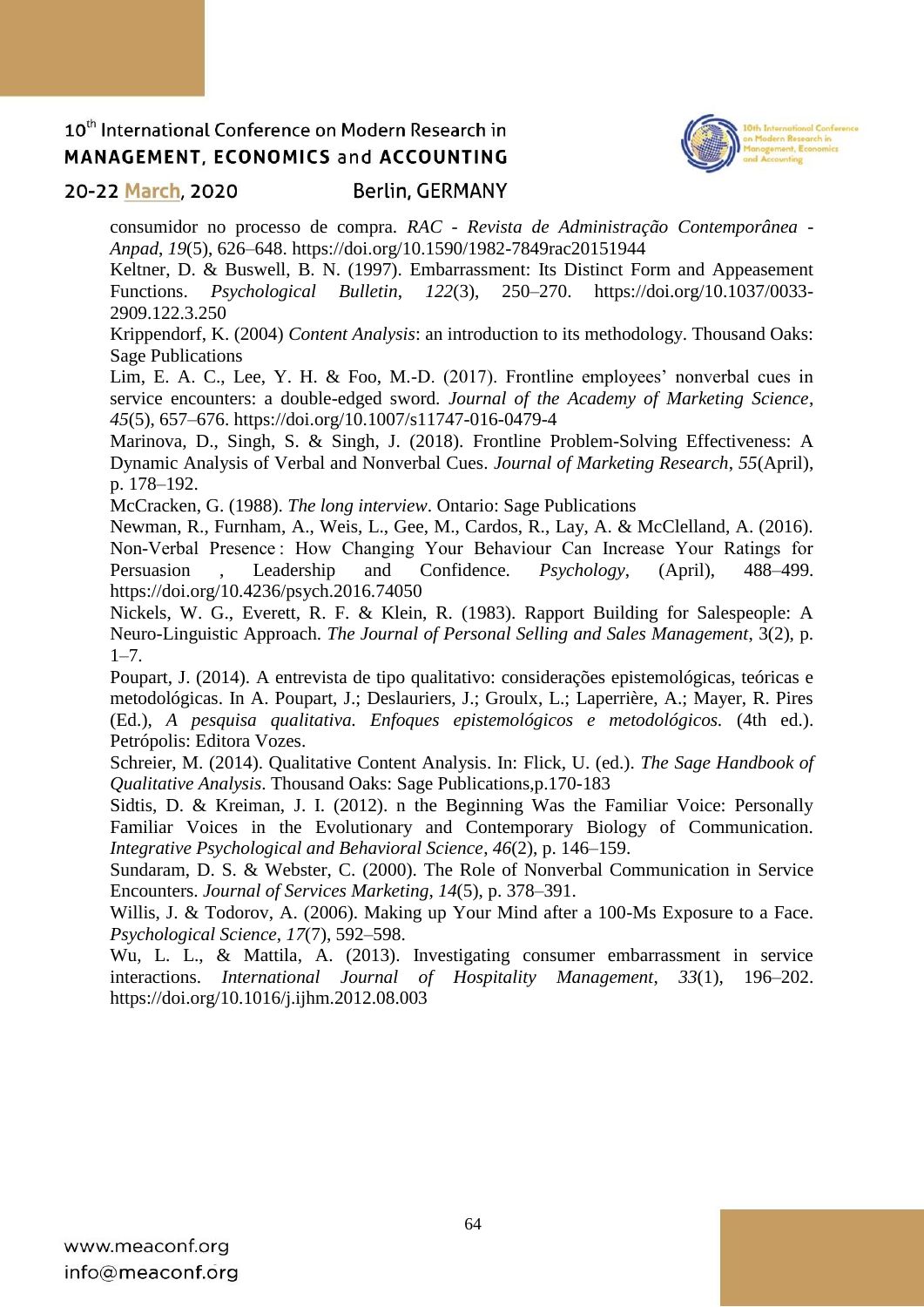consumidor no processo de compra. *RAC - Revista de Administração Contemporânea - Anpad*, *19*(5), 626–648. https://doi.org/10.1590/1982-7849rac20151944

Keltner, D. & Buswell, B. N. (1997). Embarrassment: Its Distinct Form and Appeasement Functions. *Psychological Bulletin*, *122*(3), 250–270. https://doi.org/10.1037/0033-2909.122.3.250

Krippendorf, K. (2004) *Content Analysis*: an introduction to its methodology. Thousand Oaks: Sage Publications

Lim, E. A. C., Lee, Y. H. & Foo, M.-D. (2017). Frontline employees' nonverbal cues in service encounters: a double-edged sword. *Journal of the Academy of Marketing Science*, *45*(5), 657–676. https://doi.org/10.1007/s11747-016-0479-4

Marinova, D., Singh, S. & Singh, J. (2018). Frontline Problem-Solving Effectiveness: A Dynamic Analysis of Verbal and Nonverbal Cues. *Journal of Marketing Research*, *55*(April), p. 178–192.

McCracken, G. (1988). *The long interview*. Ontario: Sage Publications

Newman, R., Furnham, A., Weis, L., Gee, M., Cardos, R., Lay, A. & McClelland, A. (2016). Non-Verbal Presence : How Changing Your Behaviour Can Increase Your Ratings for Persuasion , Leadership and Confidence. *Psychology*, (April), 488–499. https://doi.org/10.4236/psych.2016.74050

Nickels, W. G., Everett, R. F. & Klein, R. (1983). Rapport Building for Salespeople: A Neuro-Linguistic Approach. *The Journal of Personal Selling and Sales Management*, 3(2), p. 1–7.

Poupart, J. (2014). A entrevista de tipo qualitativo: considerações epistemológicas, teóricas e metodológicas. In A. Poupart, J.; Deslauriers, J.; Groulx, L.; Laperrière, A.; Mayer, R. Pires (Ed.), *A pesquisa qualitativa. Enfoques epistemológicos e metodológicos.* (4th ed.). Petrópolis: Editora Vozes.

Schreier, M. (2014). Qualitative Content Analysis. In: Flick, U. (ed.). *The Sage Handbook of Qualitative Analysis*. Thousand Oaks: Sage Publications,p.170-183

Sidtis, D. & Kreiman, J. I. (2012). n the Beginning Was the Familiar Voice: Personally Familiar Voices in the Evolutionary and Contemporary Biology of Communication. *Integrative Psychological and Behavioral Science*, *46*(2), p. 146–159.

Sundaram, D. S. & Webster, C. (2000). The Role of Nonverbal Communication in Service Encounters. *Journal of Services Marketing*, *14*(5), p. 378–391.

Willis, J. & Todorov, A. (2006). Making up Your Mind after a 100-Ms Exposure to a Face. *Psychological Science*, *17*(7), 592–598.

Wu, L. L., & Mattila, A. (2013). Investigating consumer embarrassment in service interactions. *International Journal of Hospitality Management*, *33*(1), 196–202. https://doi.org/10.1016/j.ijhm.2012.08.003